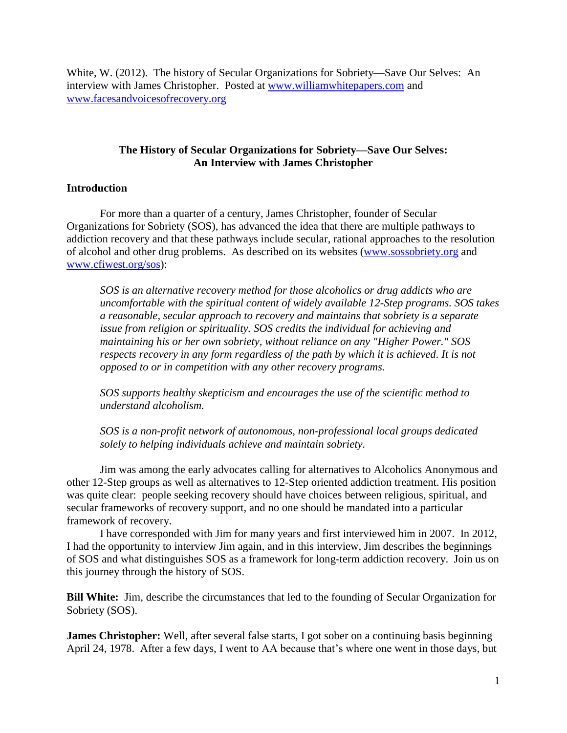White, W. (2012). The history of Secular Organizations for Sobriety—Save Our Selves: An interview with James Christopher. Posted at www.williamwhitepapers.com and www.facesandvoicesofrecovery.org

**The History of Secular Organizations for Sobriety—Save Our Selves: An Interview with James Christopher**

## Introduction

For more than a quarter of a century, James Christopher, founder of Secular Organizations for Sobriety (SOS), has advanced the idea that there are multiple pathways to addiction recovery and that these pathways include secular, rational approaches to the resolution of alcohol and other drug problems. As described on its websites (www.sossobriety.org and www.cfiwest.org/sos):

> *SOS is an alternative recovery method for those alcoholics or drug addicts who are uncomfortable with the spiritual content of widely available 12-Step programs. SOS takes a reasonable, secular approach to recovery and maintains that sobriety is a separate issue from religion or spirituality. SOS credits the individual for achieving and maintaining his or her own sobriety, without reliance on any "Higher Power." SOS respects recovery in any form regardless of the path by which it is achieved. It is not opposed to or in competition with any other recovery programs.*
>
> *SOS supports healthy skepticism and encourages the use of the scientific method to understand alcoholism.*
>
> *SOS is a non-profit network of autonomous, non-professional local groups dedicated solely to helping individuals achieve and maintain sobriety.*

Jim was among the early advocates calling for alternatives to Alcoholics Anonymous and other 12-Step groups as well as alternatives to 12-Step oriented addiction treatment. His position was quite clear: people seeking recovery should have choices between religious, spiritual, and secular frameworks of recovery support, and no one should be mandated into a particular framework of recovery.

I have corresponded with Jim for many years and first interviewed him in 2007. In 2012, I had the opportunity to interview Jim again, and in this interview, Jim describes the beginnings of SOS and what distinguishes SOS as a framework for long-term addiction recovery. Join us on this journey through the history of SOS.

**Bill White:** Jim, describe the circumstances that led to the founding of Secular Organization for Sobriety (SOS).

**James Christopher:** Well, after several false starts, I got sober on a continuing basis beginning April 24, 1978. After a few days, I went to AA because that's where one went in those days, but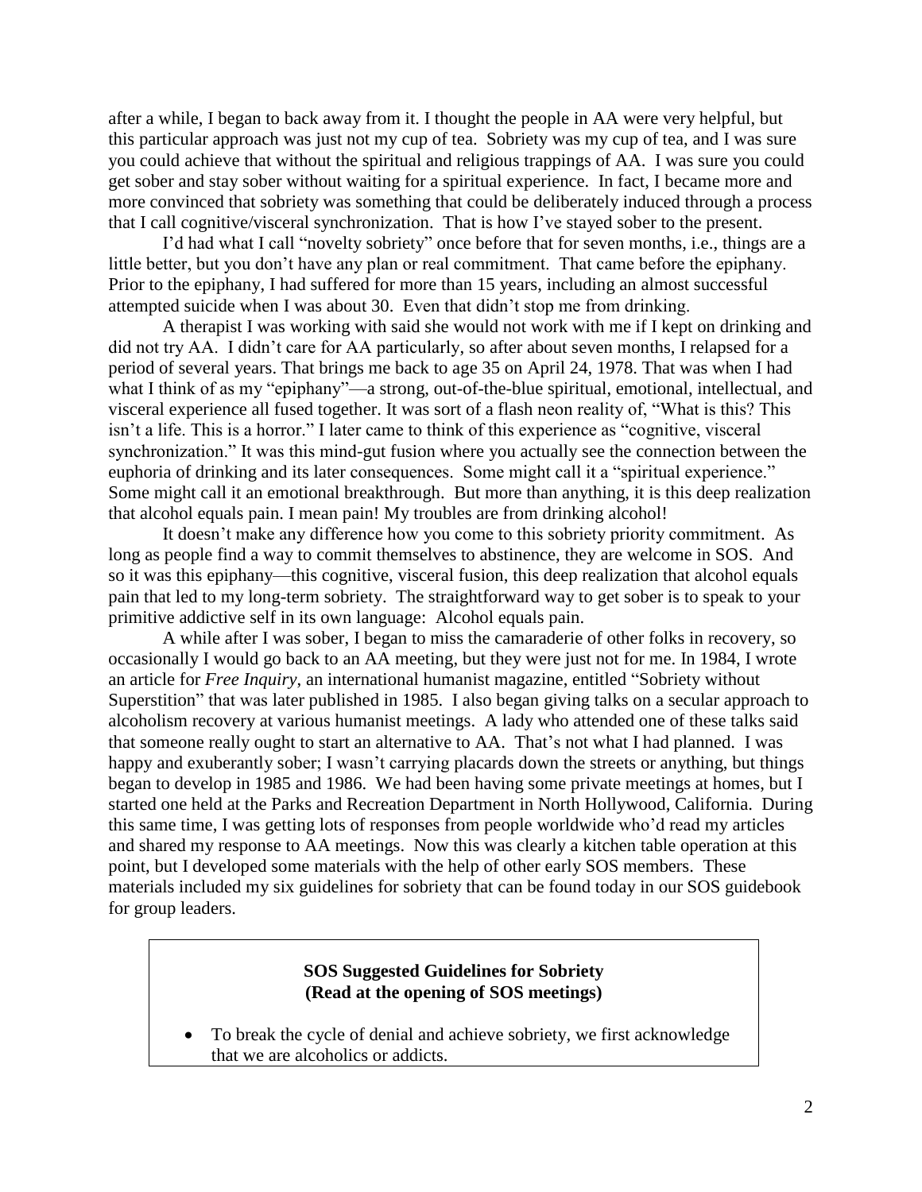after a while, I began to back away from it. I thought the people in AA were very helpful, but this particular approach was just not my cup of tea. Sobriety was my cup of tea, and I was sure you could achieve that without the spiritual and religious trappings of AA. I was sure you could get sober and stay sober without waiting for a spiritual experience. In fact, I became more and more convinced that sobriety was something that could be deliberately induced through a process that I call cognitive/visceral synchronization. That is how I've stayed sober to the present.

I'd had what I call "novelty sobriety" once before that for seven months, i.e., things are a little better, but you don't have any plan or real commitment. That came before the epiphany. Prior to the epiphany, I had suffered for more than 15 years, including an almost successful attempted suicide when I was about 30. Even that didn't stop me from drinking.

A therapist I was working with said she would not work with me if I kept on drinking and did not try AA. I didn't care for AA particularly, so after about seven months, I relapsed for a period of several years. That brings me back to age 35 on April 24, 1978. That was when I had what I think of as my "epiphany"—a strong, out-of-the-blue spiritual, emotional, intellectual, and visceral experience all fused together. It was sort of a flash neon reality of, "What is this? This isn't a life. This is a horror." I later came to think of this experience as "cognitive, visceral synchronization." It was this mind-gut fusion where you actually see the connection between the euphoria of drinking and its later consequences. Some might call it a "spiritual experience." Some might call it an emotional breakthrough. But more than anything, it is this deep realization that alcohol equals pain. I mean pain! My troubles are from drinking alcohol!

It doesn't make any difference how you come to this sobriety priority commitment. As long as people find a way to commit themselves to abstinence, they are welcome in SOS. And so it was this epiphany—this cognitive, visceral fusion, this deep realization that alcohol equals pain that led to my long-term sobriety. The straightforward way to get sober is to speak to your primitive addictive self in its own language: Alcohol equals pain.

A while after I was sober, I began to miss the camaraderie of other folks in recovery, so occasionally I would go back to an AA meeting, but they were just not for me. In 1984, I wrote an article for *Free Inquiry*, an international humanist magazine, entitled "Sobriety without Superstition" that was later published in 1985. I also began giving talks on a secular approach to alcoholism recovery at various humanist meetings. A lady who attended one of these talks said that someone really ought to start an alternative to AA. That's not what I had planned. I was happy and exuberantly sober; I wasn't carrying placards down the streets or anything, but things began to develop in 1985 and 1986. We had been having some private meetings at homes, but I started one held at the Parks and Recreation Department in North Hollywood, California. During this same time, I was getting lots of responses from people worldwide who'd read my articles and shared my response to AA meetings. Now this was clearly a kitchen table operation at this point, but I developed some materials with the help of other early SOS members. These materials included my six guidelines for sobriety that can be found today in our SOS guidebook for group leaders.

**SOS Suggested Guidelines for Sobriety**
**(Read at the opening of SOS meetings)**

- To break the cycle of denial and achieve sobriety, we first acknowledge that we are alcoholics or addicts.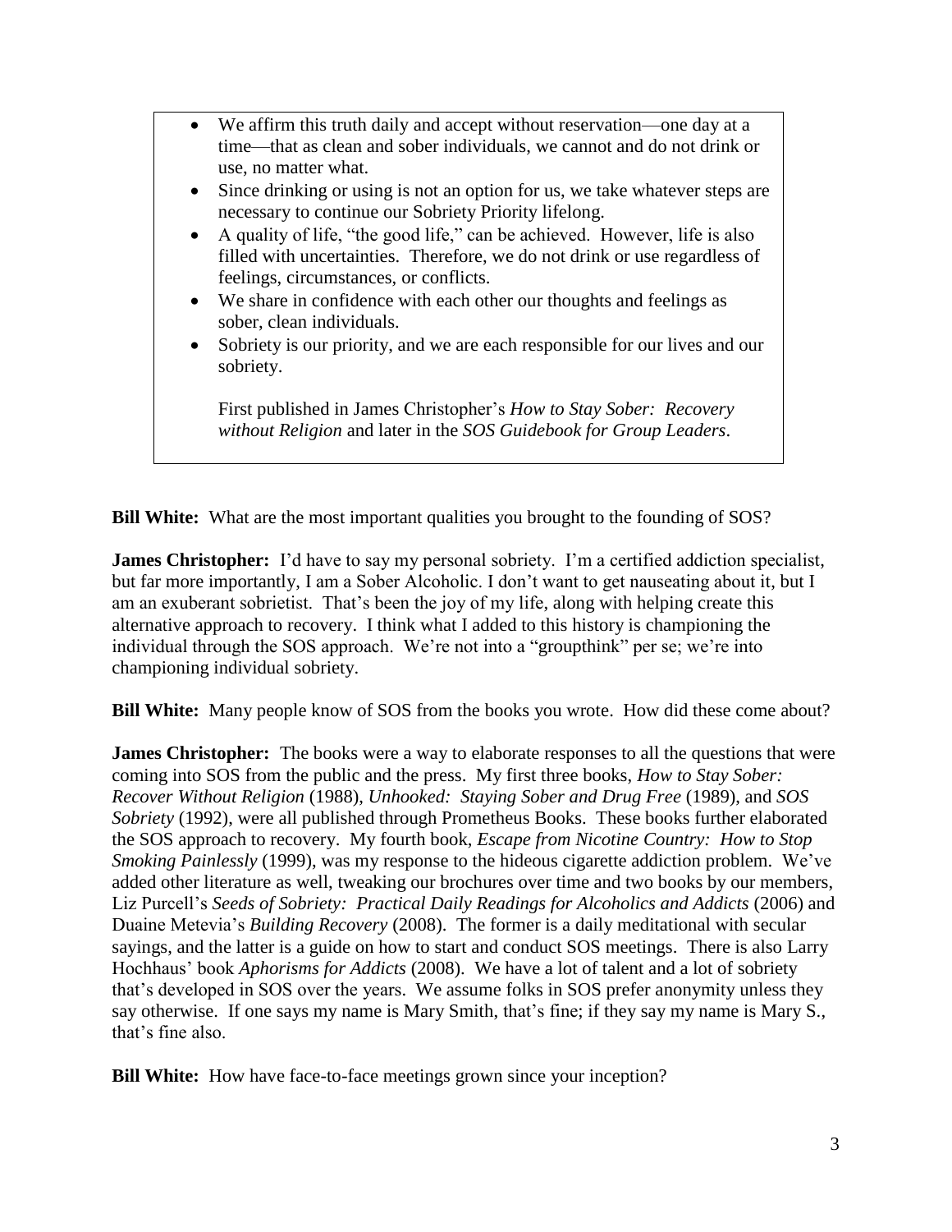- We affirm this truth daily and accept without reservation—one day at a time—that as clean and sober individuals, we cannot and do not drink or use, no matter what.
- Since drinking or using is not an option for us, we take whatever steps are necessary to continue our Sobriety Priority lifelong.
- A quality of life, "the good life," can be achieved. However, life is also filled with uncertainties. Therefore, we do not drink or use regardless of feelings, circumstances, or conflicts.
- We share in confidence with each other our thoughts and feelings as sober, clean individuals.
- Sobriety is our priority, and we are each responsible for our lives and our sobriety.

First published in James Christopher's *How to Stay Sober: Recovery without Religion* and later in the *SOS Guidebook for Group Leaders*.

**Bill White:** What are the most important qualities you brought to the founding of SOS?

**James Christopher:** I'd have to say my personal sobriety. I'm a certified addiction specialist, but far more importantly, I am a Sober Alcoholic. I don't want to get nauseating about it, but I am an exuberant sobrietist. That's been the joy of my life, along with helping create this alternative approach to recovery. I think what I added to this history is championing the individual through the SOS approach. We're not into a "groupthink" per se; we're into championing individual sobriety.

**Bill White:** Many people know of SOS from the books you wrote. How did these come about?

**James Christopher:** The books were a way to elaborate responses to all the questions that were coming into SOS from the public and the press. My first three books, *How to Stay Sober: Recover Without Religion* (1988), *Unhooked: Staying Sober and Drug Free* (1989), and *SOS Sobriety* (1992), were all published through Prometheus Books. These books further elaborated the SOS approach to recovery. My fourth book, *Escape from Nicotine Country: How to Stop Smoking Painlessly* (1999), was my response to the hideous cigarette addiction problem. We've added other literature as well, tweaking our brochures over time and two books by our members, Liz Purcell's *Seeds of Sobriety: Practical Daily Readings for Alcoholics and Addicts* (2006) and Duaine Metevia's *Building Recovery* (2008). The former is a daily meditational with secular sayings, and the latter is a guide on how to start and conduct SOS meetings. There is also Larry Hochhaus' book *Aphorisms for Addicts* (2008). We have a lot of talent and a lot of sobriety that's developed in SOS over the years. We assume folks in SOS prefer anonymity unless they say otherwise. If one says my name is Mary Smith, that's fine; if they say my name is Mary S., that's fine also.

**Bill White:** How have face-to-face meetings grown since your inception?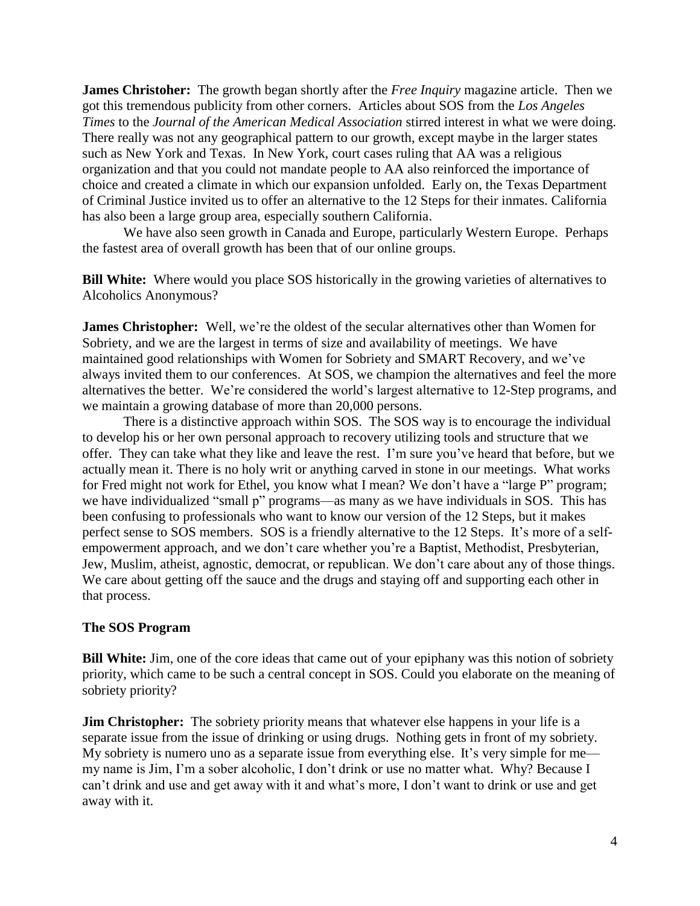**James Christoher:** The growth began shortly after the *Free Inquiry* magazine article. Then we got this tremendous publicity from other corners. Articles about SOS from the *Los Angeles Times* to the *Journal of the American Medical Association* stirred interest in what we were doing. There really was not any geographical pattern to our growth, except maybe in the larger states such as New York and Texas. In New York, court cases ruling that AA was a religious organization and that you could not mandate people to AA also reinforced the importance of choice and created a climate in which our expansion unfolded. Early on, the Texas Department of Criminal Justice invited us to offer an alternative to the 12 Steps for their inmates. California has also been a large group area, especially southern California.

We have also seen growth in Canada and Europe, particularly Western Europe. Perhaps the fastest area of overall growth has been that of our online groups.

**Bill White:** Where would you place SOS historically in the growing varieties of alternatives to Alcoholics Anonymous?

**James Christopher:** Well, we're the oldest of the secular alternatives other than Women for Sobriety, and we are the largest in terms of size and availability of meetings. We have maintained good relationships with Women for Sobriety and SMART Recovery, and we've always invited them to our conferences. At SOS, we champion the alternatives and feel the more alternatives the better. We're considered the world's largest alternative to 12-Step programs, and we maintain a growing database of more than 20,000 persons.

There is a distinctive approach within SOS. The SOS way is to encourage the individual to develop his or her own personal approach to recovery utilizing tools and structure that we offer. They can take what they like and leave the rest. I'm sure you've heard that before, but we actually mean it. There is no holy writ or anything carved in stone in our meetings. What works for Fred might not work for Ethel, you know what I mean? We don't have a "large P" program; we have individualized "small p" programs—as many as we have individuals in SOS. This has been confusing to professionals who want to know our version of the 12 Steps, but it makes perfect sense to SOS members. SOS is a friendly alternative to the 12 Steps. It's more of a self-empowerment approach, and we don't care whether you're a Baptist, Methodist, Presbyterian, Jew, Muslim, atheist, agnostic, democrat, or republican. We don't care about any of those things. We care about getting off the sauce and the drugs and staying off and supporting each other in that process.

### The SOS Program

**Bill White:** Jim, one of the core ideas that came out of your epiphany was this notion of sobriety priority, which came to be such a central concept in SOS. Could you elaborate on the meaning of sobriety priority?

**Jim Christopher:** The sobriety priority means that whatever else happens in your life is a separate issue from the issue of drinking or using drugs. Nothing gets in front of my sobriety. My sobriety is numero uno as a separate issue from everything else. It's very simple for me—my name is Jim, I'm a sober alcoholic, I don't drink or use no matter what. Why? Because I can't drink and use and get away with it and what's more, I don't want to drink or use and get away with it.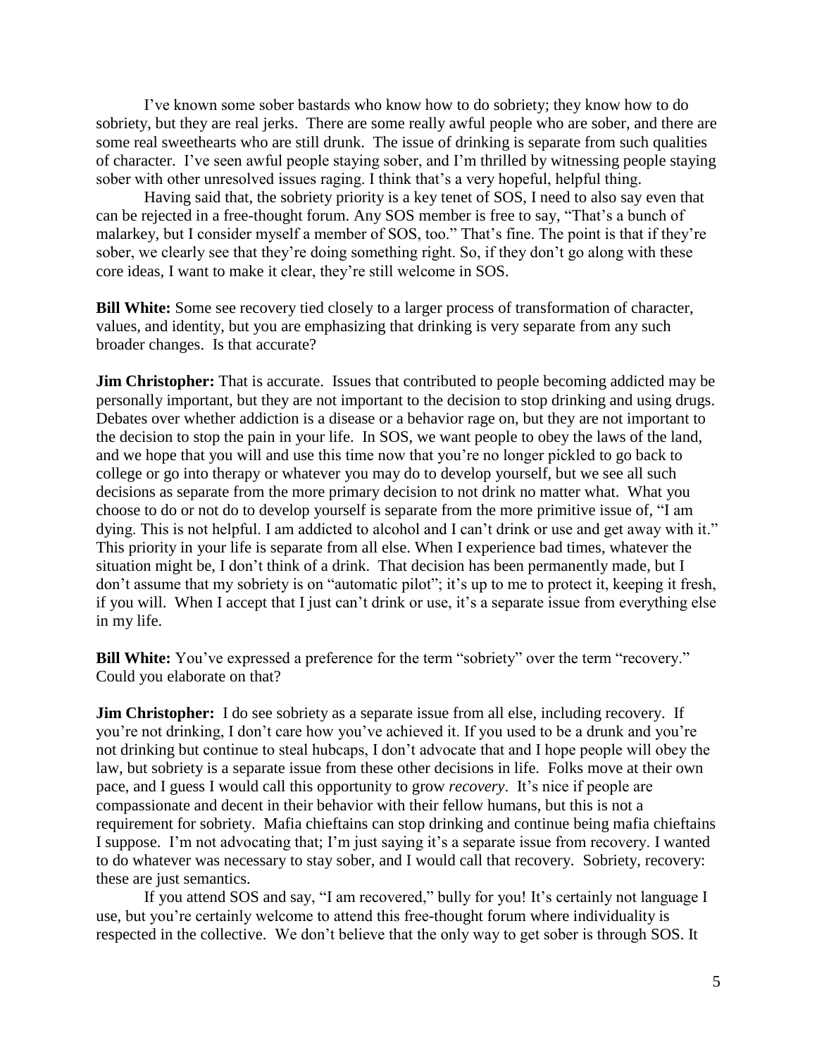I've known some sober bastards who know how to do sobriety; they know how to do sobriety, but they are real jerks. There are some really awful people who are sober, and there are some real sweethearts who are still drunk. The issue of drinking is separate from such qualities of character. I've seen awful people staying sober, and I'm thrilled by witnessing people staying sober with other unresolved issues raging. I think that's a very hopeful, helpful thing.

Having said that, the sobriety priority is a key tenet of SOS, I need to also say even that can be rejected in a free-thought forum. Any SOS member is free to say, "That's a bunch of malarkey, but I consider myself a member of SOS, too." That's fine. The point is that if they're sober, we clearly see that they're doing something right. So, if they don't go along with these core ideas, I want to make it clear, they're still welcome in SOS.

**Bill White:** Some see recovery tied closely to a larger process of transformation of character, values, and identity, but you are emphasizing that drinking is very separate from any such broader changes. Is that accurate?

**Jim Christopher:** That is accurate. Issues that contributed to people becoming addicted may be personally important, but they are not important to the decision to stop drinking and using drugs. Debates over whether addiction is a disease or a behavior rage on, but they are not important to the decision to stop the pain in your life. In SOS, we want people to obey the laws of the land, and we hope that you will and use this time now that you're no longer pickled to go back to college or go into therapy or whatever you may do to develop yourself, but we see all such decisions as separate from the more primary decision to not drink no matter what. What you choose to do or not do to develop yourself is separate from the more primitive issue of, "I am dying. This is not helpful. I am addicted to alcohol and I can't drink or use and get away with it." This priority in your life is separate from all else. When I experience bad times, whatever the situation might be, I don't think of a drink. That decision has been permanently made, but I don't assume that my sobriety is on "automatic pilot"; it's up to me to protect it, keeping it fresh, if you will. When I accept that I just can't drink or use, it's a separate issue from everything else in my life.

**Bill White:** You've expressed a preference for the term "sobriety" over the term "recovery." Could you elaborate on that?

**Jim Christopher:** I do see sobriety as a separate issue from all else, including recovery. If you're not drinking, I don't care how you've achieved it. If you used to be a drunk and you're not drinking but continue to steal hubcaps, I don't advocate that and I hope people will obey the law, but sobriety is a separate issue from these other decisions in life. Folks move at their own pace, and I guess I would call this opportunity to grow *recovery*. It's nice if people are compassionate and decent in their behavior with their fellow humans, but this is not a requirement for sobriety. Mafia chieftains can stop drinking and continue being mafia chieftains I suppose. I'm not advocating that; I'm just saying it's a separate issue from recovery. I wanted to do whatever was necessary to stay sober, and I would call that recovery. Sobriety, recovery: these are just semantics.

If you attend SOS and say, "I am recovered," bully for you! It's certainly not language I use, but you're certainly welcome to attend this free-thought forum where individuality is respected in the collective. We don't believe that the only way to get sober is through SOS. It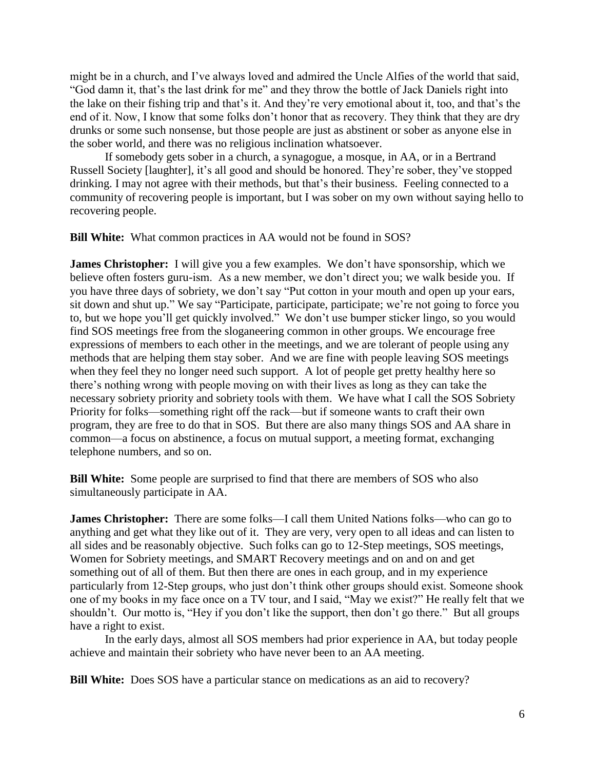might be in a church, and I've always loved and admired the Uncle Alfies of the world that said, "God damn it, that's the last drink for me" and they throw the bottle of Jack Daniels right into the lake on their fishing trip and that's it. And they're very emotional about it, too, and that's the end of it. Now, I know that some folks don't honor that as recovery. They think that they are dry drunks or some such nonsense, but those people are just as abstinent or sober as anyone else in the sober world, and there was no religious inclination whatsoever.

If somebody gets sober in a church, a synagogue, a mosque, in AA, or in a Bertrand Russell Society [laughter], it's all good and should be honored. They're sober, they've stopped drinking. I may not agree with their methods, but that's their business. Feeling connected to a community of recovering people is important, but I was sober on my own without saying hello to recovering people.

**Bill White:** What common practices in AA would not be found in SOS?

**James Christopher:** I will give you a few examples. We don't have sponsorship, which we believe often fosters guru-ism. As a new member, we don't direct you; we walk beside you. If you have three days of sobriety, we don't say "Put cotton in your mouth and open up your ears, sit down and shut up." We say "Participate, participate, participate; we're not going to force you to, but we hope you'll get quickly involved." We don't use bumper sticker lingo, so you would find SOS meetings free from the sloganeering common in other groups. We encourage free expressions of members to each other in the meetings, and we are tolerant of people using any methods that are helping them stay sober. And we are fine with people leaving SOS meetings when they feel they no longer need such support. A lot of people get pretty healthy here so there's nothing wrong with people moving on with their lives as long as they can take the necessary sobriety priority and sobriety tools with them. We have what I call the SOS Sobriety Priority for folks—something right off the rack—but if someone wants to craft their own program, they are free to do that in SOS. But there are also many things SOS and AA share in common—a focus on abstinence, a focus on mutual support, a meeting format, exchanging telephone numbers, and so on.

**Bill White:** Some people are surprised to find that there are members of SOS who also simultaneously participate in AA.

**James Christopher:** There are some folks—I call them United Nations folks—who can go to anything and get what they like out of it. They are very, very open to all ideas and can listen to all sides and be reasonably objective. Such folks can go to 12-Step meetings, SOS meetings, Women for Sobriety meetings, and SMART Recovery meetings and on and on and get something out of all of them. But then there are ones in each group, and in my experience particularly from 12-Step groups, who just don't think other groups should exist. Someone shook one of my books in my face once on a TV tour, and I said, "May we exist?" He really felt that we shouldn't. Our motto is, "Hey if you don't like the support, then don't go there." But all groups have a right to exist.

In the early days, almost all SOS members had prior experience in AA, but today people achieve and maintain their sobriety who have never been to an AA meeting.

**Bill White:** Does SOS have a particular stance on medications as an aid to recovery?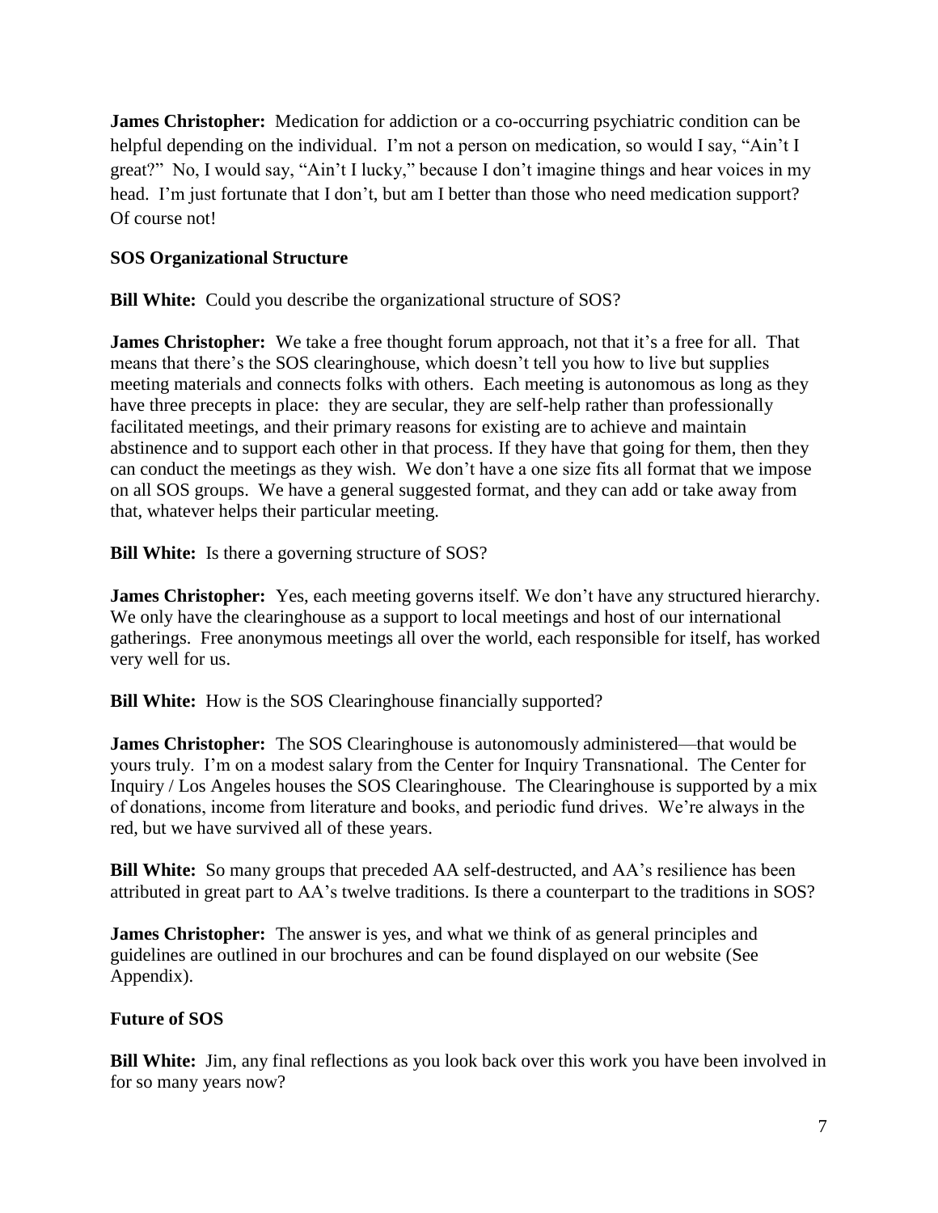**James Christopher:** Medication for addiction or a co-occurring psychiatric condition can be helpful depending on the individual. I'm not a person on medication, so would I say, "Ain't I great?" No, I would say, "Ain't I lucky," because I don't imagine things and hear voices in my head. I'm just fortunate that I don't, but am I better than those who need medication support? Of course not!

## SOS Organizational Structure

**Bill White:** Could you describe the organizational structure of SOS?

**James Christopher:** We take a free thought forum approach, not that it's a free for all. That means that there's the SOS clearinghouse, which doesn't tell you how to live but supplies meeting materials and connects folks with others. Each meeting is autonomous as long as they have three precepts in place: they are secular, they are self-help rather than professionally facilitated meetings, and their primary reasons for existing are to achieve and maintain abstinence and to support each other in that process. If they have that going for them, then they can conduct the meetings as they wish. We don't have a one size fits all format that we impose on all SOS groups. We have a general suggested format, and they can add or take away from that, whatever helps their particular meeting.

**Bill White:** Is there a governing structure of SOS?

**James Christopher:** Yes, each meeting governs itself. We don't have any structured hierarchy. We only have the clearinghouse as a support to local meetings and host of our international gatherings. Free anonymous meetings all over the world, each responsible for itself, has worked very well for us.

**Bill White:** How is the SOS Clearinghouse financially supported?

**James Christopher:** The SOS Clearinghouse is autonomously administered—that would be yours truly. I'm on a modest salary from the Center for Inquiry Transnational. The Center for Inquiry / Los Angeles houses the SOS Clearinghouse. The Clearinghouse is supported by a mix of donations, income from literature and books, and periodic fund drives. We're always in the red, but we have survived all of these years.

**Bill White:** So many groups that preceded AA self-destructed, and AA's resilience has been attributed in great part to AA's twelve traditions. Is there a counterpart to the traditions in SOS?

**James Christopher:** The answer is yes, and what we think of as general principles and guidelines are outlined in our brochures and can be found displayed on our website (See Appendix).

## Future of SOS

**Bill White:** Jim, any final reflections as you look back over this work you have been involved in for so many years now?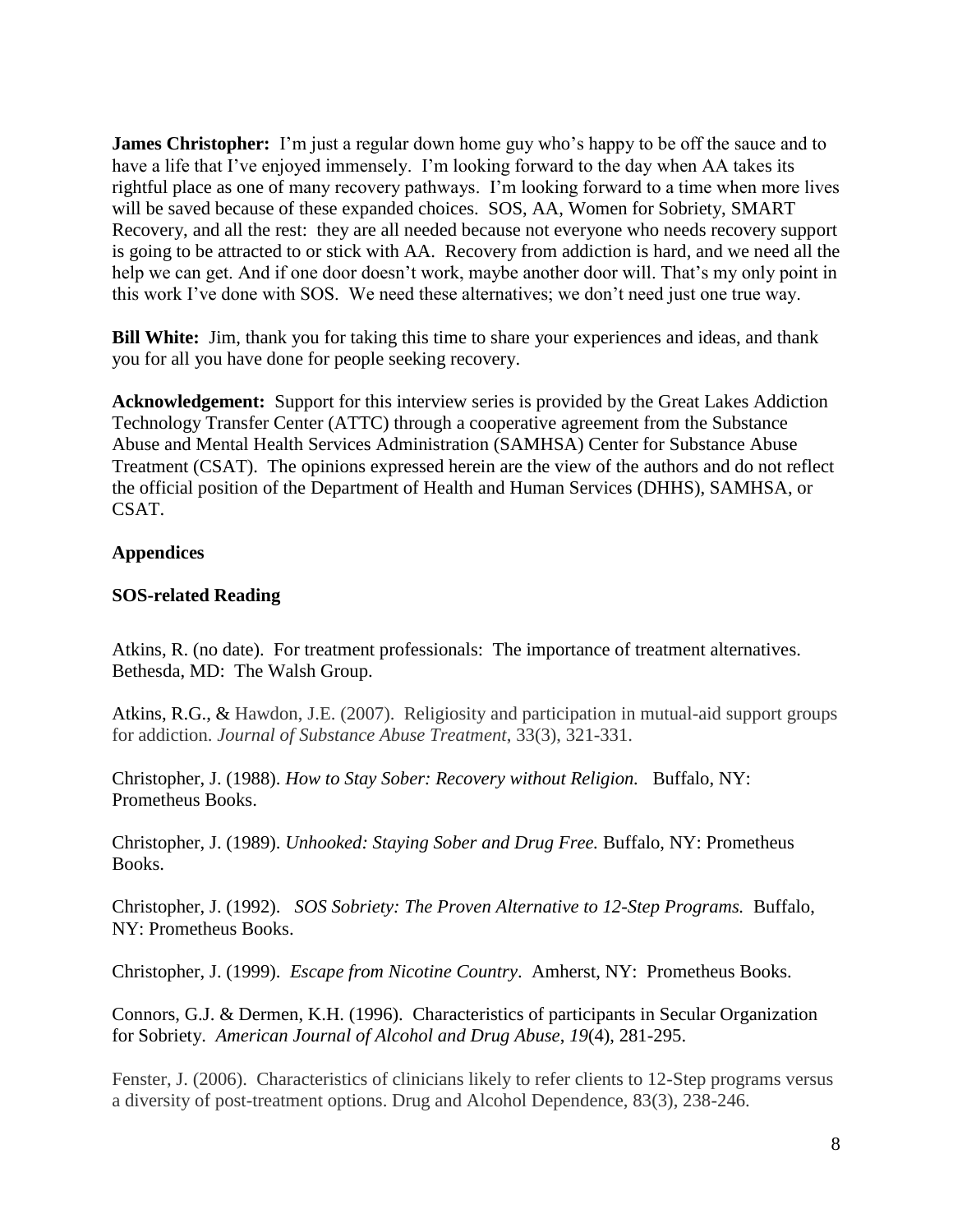**James Christopher:** I'm just a regular down home guy who's happy to be off the sauce and to have a life that I've enjoyed immensely. I'm looking forward to the day when AA takes its rightful place as one of many recovery pathways. I'm looking forward to a time when more lives will be saved because of these expanded choices. SOS, AA, Women for Sobriety, SMART Recovery, and all the rest: they are all needed because not everyone who needs recovery support is going to be attracted to or stick with AA. Recovery from addiction is hard, and we need all the help we can get. And if one door doesn't work, maybe another door will. That's my only point in this work I've done with SOS. We need these alternatives; we don't need just one true way.

**Bill White:** Jim, thank you for taking this time to share your experiences and ideas, and thank you for all you have done for people seeking recovery.

**Acknowledgement:** Support for this interview series is provided by the Great Lakes Addiction Technology Transfer Center (ATTC) through a cooperative agreement from the Substance Abuse and Mental Health Services Administration (SAMHSA) Center for Substance Abuse Treatment (CSAT). The opinions expressed herein are the view of the authors and do not reflect the official position of the Department of Health and Human Services (DHHS), SAMHSA, or CSAT.

## Appendices

### SOS-related Reading

Atkins, R. (no date). For treatment professionals: The importance of treatment alternatives. Bethesda, MD: The Walsh Group.

Atkins, R.G., & Hawdon, J.E. (2007). Religiosity and participation in mutual-aid support groups for addiction. *Journal of Substance Abuse Treatment*, 33(3), 321-331.

Christopher, J. (1988). *How to Stay Sober: Recovery without Religion.* Buffalo, NY: Prometheus Books.

Christopher, J. (1989). *Unhooked: Staying Sober and Drug Free.* Buffalo, NY: Prometheus Books.

Christopher, J. (1992). *SOS Sobriety: The Proven Alternative to 12-Step Programs.* Buffalo, NY: Prometheus Books.

Christopher, J. (1999). *Escape from Nicotine Country*. Amherst, NY: Prometheus Books.

Connors, G.J. & Dermen, K.H. (1996). Characteristics of participants in Secular Organization for Sobriety. *American Journal of Alcohol and Drug Abuse*, *19*(4), 281-295.

Fenster, J. (2006). Characteristics of clinicians likely to refer clients to 12-Step programs versus a diversity of post-treatment options. Drug and Alcohol Dependence, 83(3), 238-246.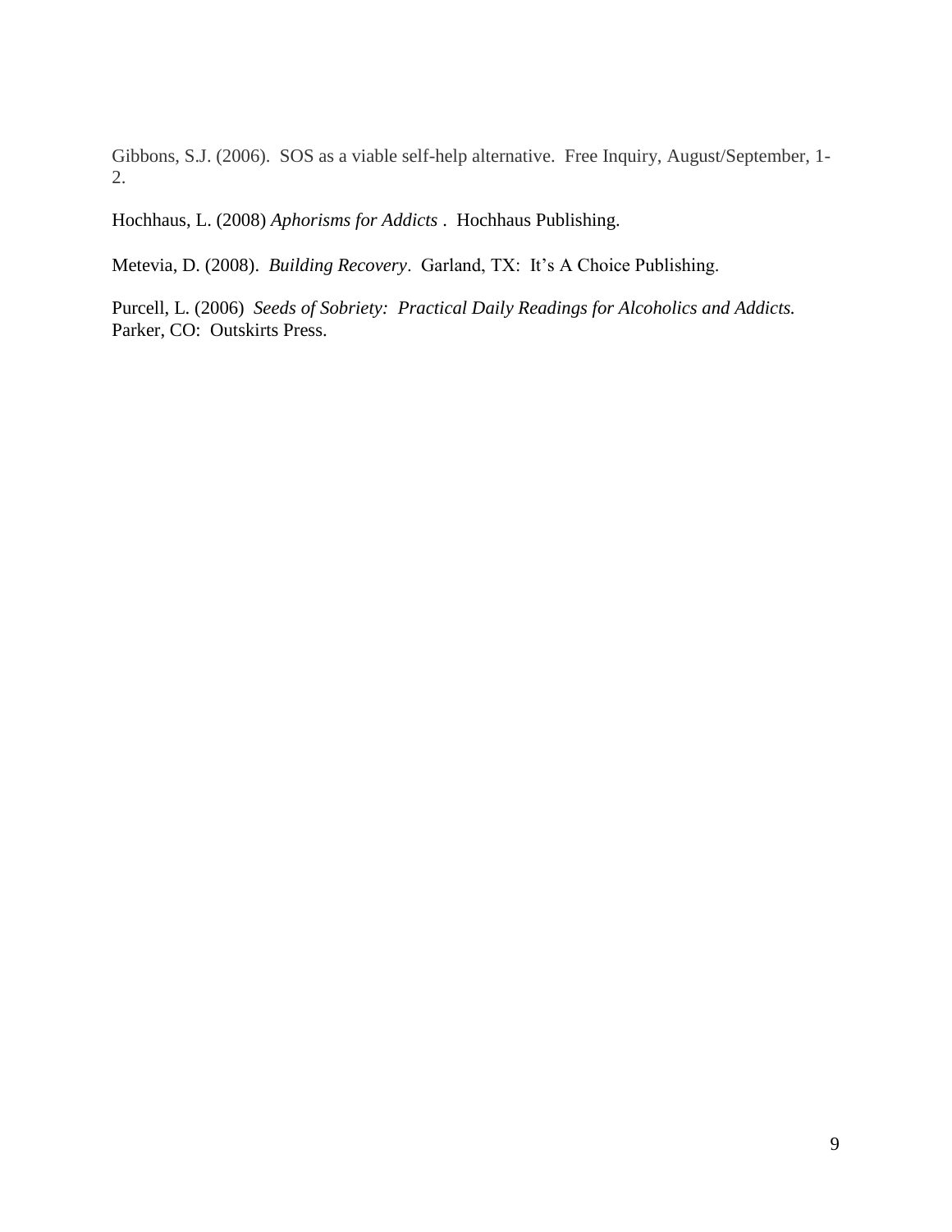Gibbons, S.J. (2006). SOS as a viable self-help alternative. Free Inquiry, August/September, 1-2.

Hochhaus, L. (2008) *Aphorisms for Addicts* . Hochhaus Publishing.

Metevia, D. (2008). *Building Recovery*. Garland, TX: It's A Choice Publishing.

Purcell, L. (2006) *Seeds of Sobriety: Practical Daily Readings for Alcoholics and Addicts.* Parker, CO: Outskirts Press.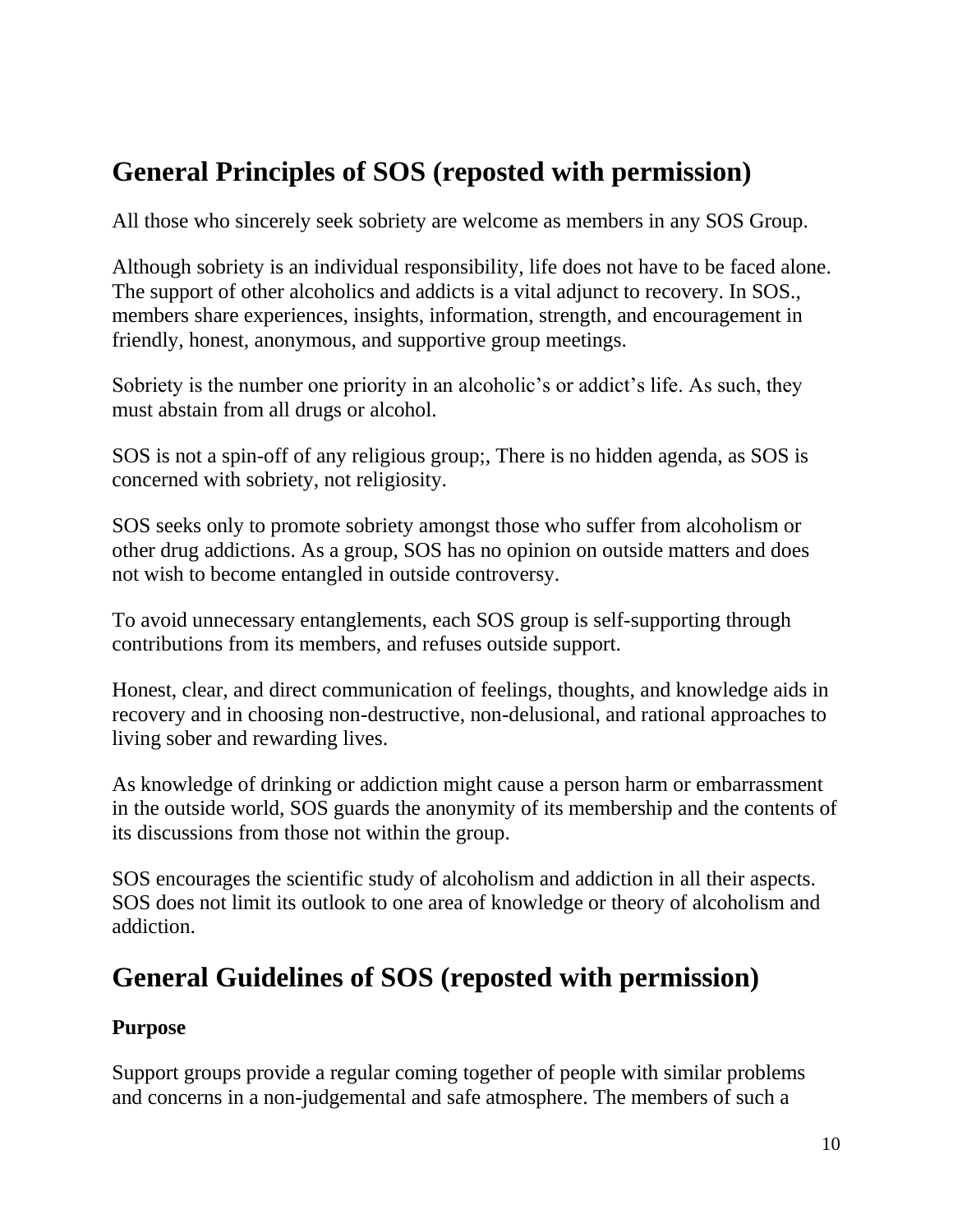## General Principles of SOS (reposted with permission)

All those who sincerely seek sobriety are welcome as members in any SOS Group.

Although sobriety is an individual responsibility, life does not have to be faced alone. The support of other alcoholics and addicts is a vital adjunct to recovery. In SOS., members share experiences, insights, information, strength, and encouragement in friendly, honest, anonymous, and supportive group meetings.

Sobriety is the number one priority in an alcoholic's or addict's life. As such, they must abstain from all drugs or alcohol.

SOS is not a spin-off of any religious group;, There is no hidden agenda, as SOS is concerned with sobriety, not religiosity.

SOS seeks only to promote sobriety amongst those who suffer from alcoholism or other drug addictions. As a group, SOS has no opinion on outside matters and does not wish to become entangled in outside controversy.

To avoid unnecessary entanglements, each SOS group is self-supporting through contributions from its members, and refuses outside support.

Honest, clear, and direct communication of feelings, thoughts, and knowledge aids in recovery and in choosing non-destructive, non-delusional, and rational approaches to living sober and rewarding lives.

As knowledge of drinking or addiction might cause a person harm or embarrassment in the outside world, SOS guards the anonymity of its membership and the contents of its discussions from those not within the group.

SOS encourages the scientific study of alcoholism and addiction in all their aspects. SOS does not limit its outlook to one area of knowledge or theory of alcoholism and addiction.

## General Guidelines of SOS (reposted with permission)

### Purpose

Support groups provide a regular coming together of people with similar problems and concerns in a non-judgemental and safe atmosphere. The members of such a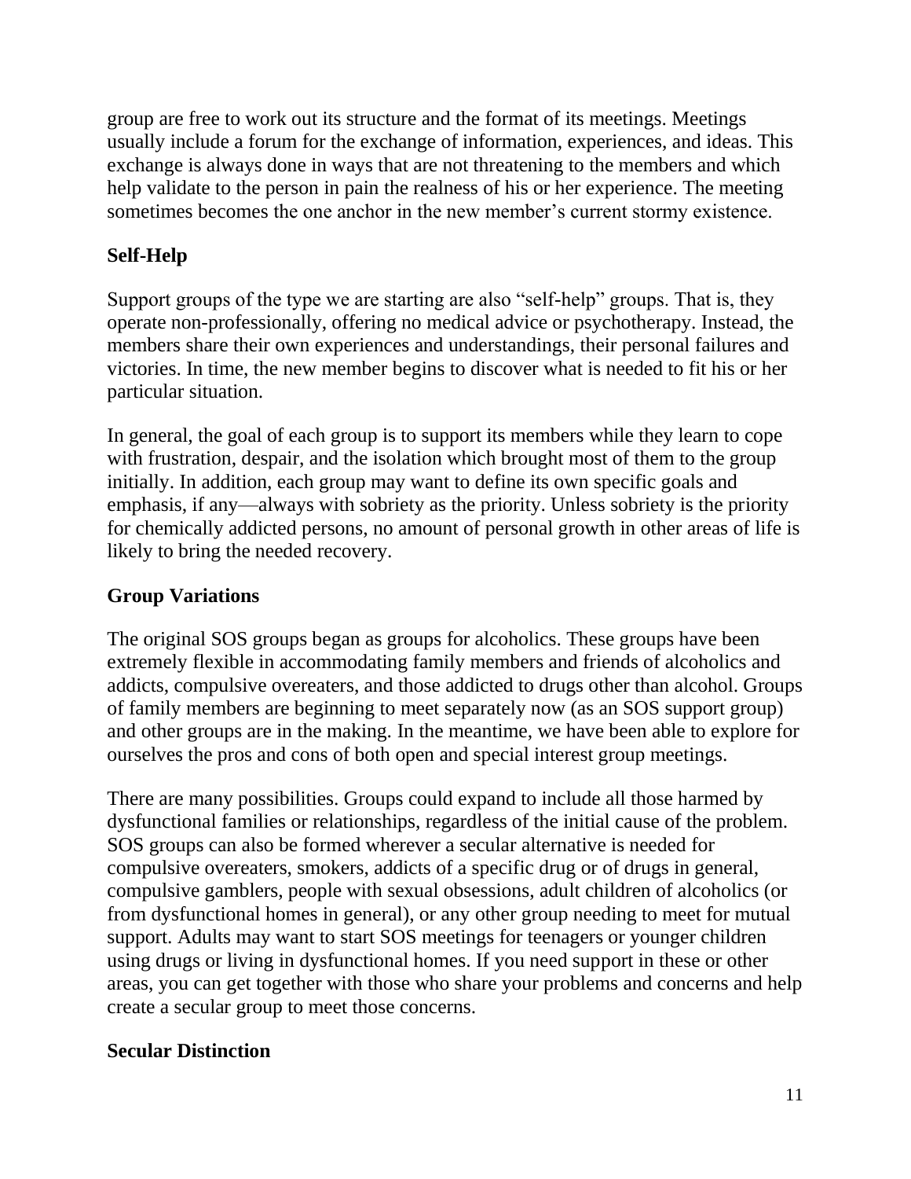group are free to work out its structure and the format of its meetings. Meetings usually include a forum for the exchange of information, experiences, and ideas. This exchange is always done in ways that are not threatening to the members and which help validate to the person in pain the realness of his or her experience. The meeting sometimes becomes the one anchor in the new member's current stormy existence.

## Self-Help

Support groups of the type we are starting are also "self-help" groups. That is, they operate non-professionally, offering no medical advice or psychotherapy. Instead, the members share their own experiences and understandings, their personal failures and victories. In time, the new member begins to discover what is needed to fit his or her particular situation.

In general, the goal of each group is to support its members while they learn to cope with frustration, despair, and the isolation which brought most of them to the group initially. In addition, each group may want to define its own specific goals and emphasis, if any—always with sobriety as the priority. Unless sobriety is the priority for chemically addicted persons, no amount of personal growth in other areas of life is likely to bring the needed recovery.

## Group Variations

The original SOS groups began as groups for alcoholics. These groups have been extremely flexible in accommodating family members and friends of alcoholics and addicts, compulsive overeaters, and those addicted to drugs other than alcohol. Groups of family members are beginning to meet separately now (as an SOS support group) and other groups are in the making. In the meantime, we have been able to explore for ourselves the pros and cons of both open and special interest group meetings.

There are many possibilities. Groups could expand to include all those harmed by dysfunctional families or relationships, regardless of the initial cause of the problem. SOS groups can also be formed wherever a secular alternative is needed for compulsive overeaters, smokers, addicts of a specific drug or of drugs in general, compulsive gamblers, people with sexual obsessions, adult children of alcoholics (or from dysfunctional homes in general), or any other group needing to meet for mutual support. Adults may want to start SOS meetings for teenagers or younger children using drugs or living in dysfunctional homes. If you need support in these or other areas, you can get together with those who share your problems and concerns and help create a secular group to meet those concerns.

## Secular Distinction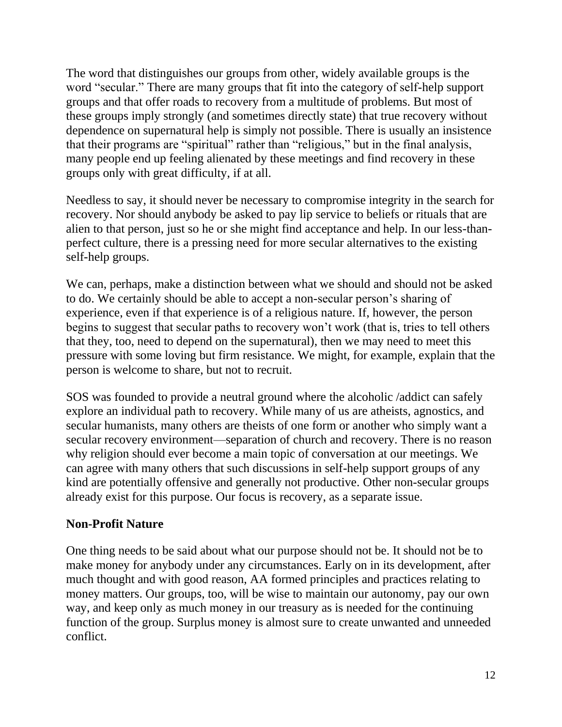The word that distinguishes our groups from other, widely available groups is the word "secular." There are many groups that fit into the category of self-help support groups and that offer roads to recovery from a multitude of problems. But most of these groups imply strongly (and sometimes directly state) that true recovery without dependence on supernatural help is simply not possible. There is usually an insistence that their programs are "spiritual" rather than "religious," but in the final analysis, many people end up feeling alienated by these meetings and find recovery in these groups only with great difficulty, if at all.

Needless to say, it should never be necessary to compromise integrity in the search for recovery. Nor should anybody be asked to pay lip service to beliefs or rituals that are alien to that person, just so he or she might find acceptance and help. In our less-than-perfect culture, there is a pressing need for more secular alternatives to the existing self-help groups.

We can, perhaps, make a distinction between what we should and should not be asked to do. We certainly should be able to accept a non-secular person's sharing of experience, even if that experience is of a religious nature. If, however, the person begins to suggest that secular paths to recovery won't work (that is, tries to tell others that they, too, need to depend on the supernatural), then we may need to meet this pressure with some loving but firm resistance. We might, for example, explain that the person is welcome to share, but not to recruit.

SOS was founded to provide a neutral ground where the alcoholic /addict can safely explore an individual path to recovery. While many of us are atheists, agnostics, and secular humanists, many others are theists of one form or another who simply want a secular recovery environment—separation of church and recovery. There is no reason why religion should ever become a main topic of conversation at our meetings. We can agree with many others that such discussions in self-help support groups of any kind are potentially offensive and generally not productive. Other non-secular groups already exist for this purpose. Our focus is recovery, as a separate issue.

**Non-Profit Nature**

One thing needs to be said about what our purpose should not be. It should not be to make money for anybody under any circumstances. Early on in its development, after much thought and with good reason, AA formed principles and practices relating to money matters. Our groups, too, will be wise to maintain our autonomy, pay our own way, and keep only as much money in our treasury as is needed for the continuing function of the group. Surplus money is almost sure to create unwanted and unneeded conflict.